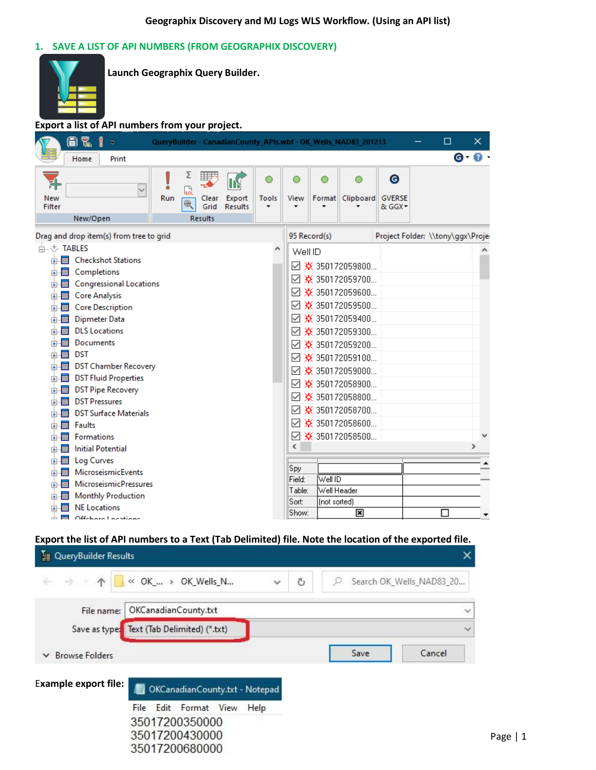Geographix Discovery and MJ Logs WLS Workflow. (Using an API list)

## 1. SAVE A LIST OF API NUMBERS (FROM GEOGRAPHIX DISCOVERY)

**Launch Geographix Query Builder.**

**Export a list of API numbers from your project.**

**Export the list of API numbers to a Text (Tab Delimited) file. Note the location of the exported file.**

**Example export file:**

```
35017200350000
35017200430000
35017200680000
```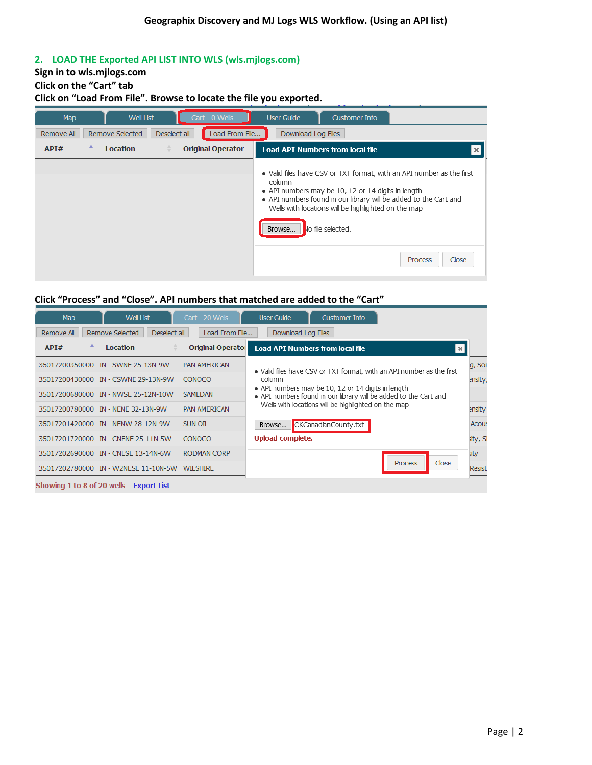## 2. LOAD THE Exported API LIST INTO WLS (wls.mjlogs.com)

**Sign in to wls.mjlogs.com**

**Click on the "Cart" tab**

**Click on "Load From File". Browse to locate the file you exported.**

Map | Well List | Cart - 0 Wells | User Guide | Customer Info

Remove All | Remove Selected | Deselect all | Load From File... | Download Log Files

| API# | Location | Original Operator |
|---|---|---|

**Load API Numbers from local file**

- Valid files have CSV or TXT format, with an API number as the first column
- API numbers may be 10, 12 or 14 digits in length
- API numbers found in our library will be added to the Cart and Wells with locations will be highlighted on the map

Browse... No file selected.

Process | Close

**Click "Process" and "Close". API numbers that matched are added to the "Cart"**

Map | Well List | Cart - 20 Wells | User Guide | Customer Info

Remove All | Remove Selected | Deselect all | Load From File... | Download Log Files

| API# | Location | Original Operator |
|---|---|---|
| 35017200350000 | IN - SWNE 25-13N-9W | PAN AMERICAN |
| 35017200430000 | IN - CSWNE 29-13N-9W | CONOCO |
| 35017200680000 | IN - NWSE 25-12N-10W | SAMEDAN |
| 35017200780000 | IN - NENE 32-13N-9W | PAN AMERICAN |
| 35017201420000 | IN - NENW 28-12N-9W | SUN OIL |
| 35017201720000 | IN - CNENE 25-11N-5W | CONOCO |
| 35017202690000 | IN - CNESE 13-14N-6W | RODMAN CORP |
| 35017202780000 | IN - W2NESE 11-10N-5W | WILSHIRE |

Showing 1 to 8 of 20 wells   Export List

**Load API Numbers from local file**

- Valid files have CSV or TXT format, with an API number as the first column
- API numbers may be 10, 12 or 14 digits in length
- API numbers found in our library will be added to the Cart and Wells with locations will be highlighted on the map

Browse... OKCanadianCounty.txt

**Upload complete.**

Process | Close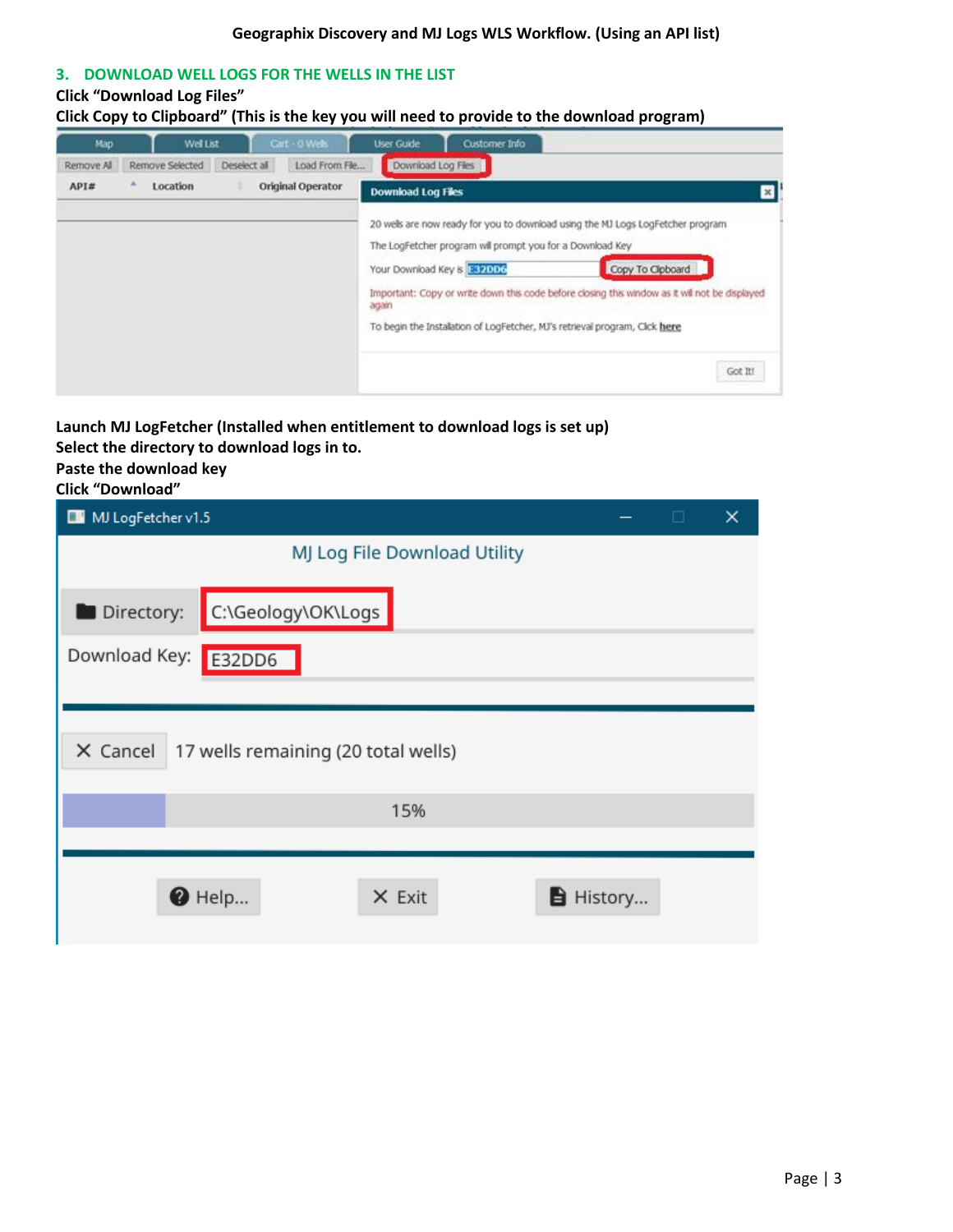## 3. DOWNLOAD WELL LOGS FOR THE WELLS IN THE LIST

**Click "Download Log Files"**

**Click Copy to Clipboard" (This is the key you will need to provide to the download program)**

**Launch MJ LogFetcher (Installed when entitlement to download logs is set up)**

**Select the directory to download logs in to.**

**Paste the download key**

**Click "Download"**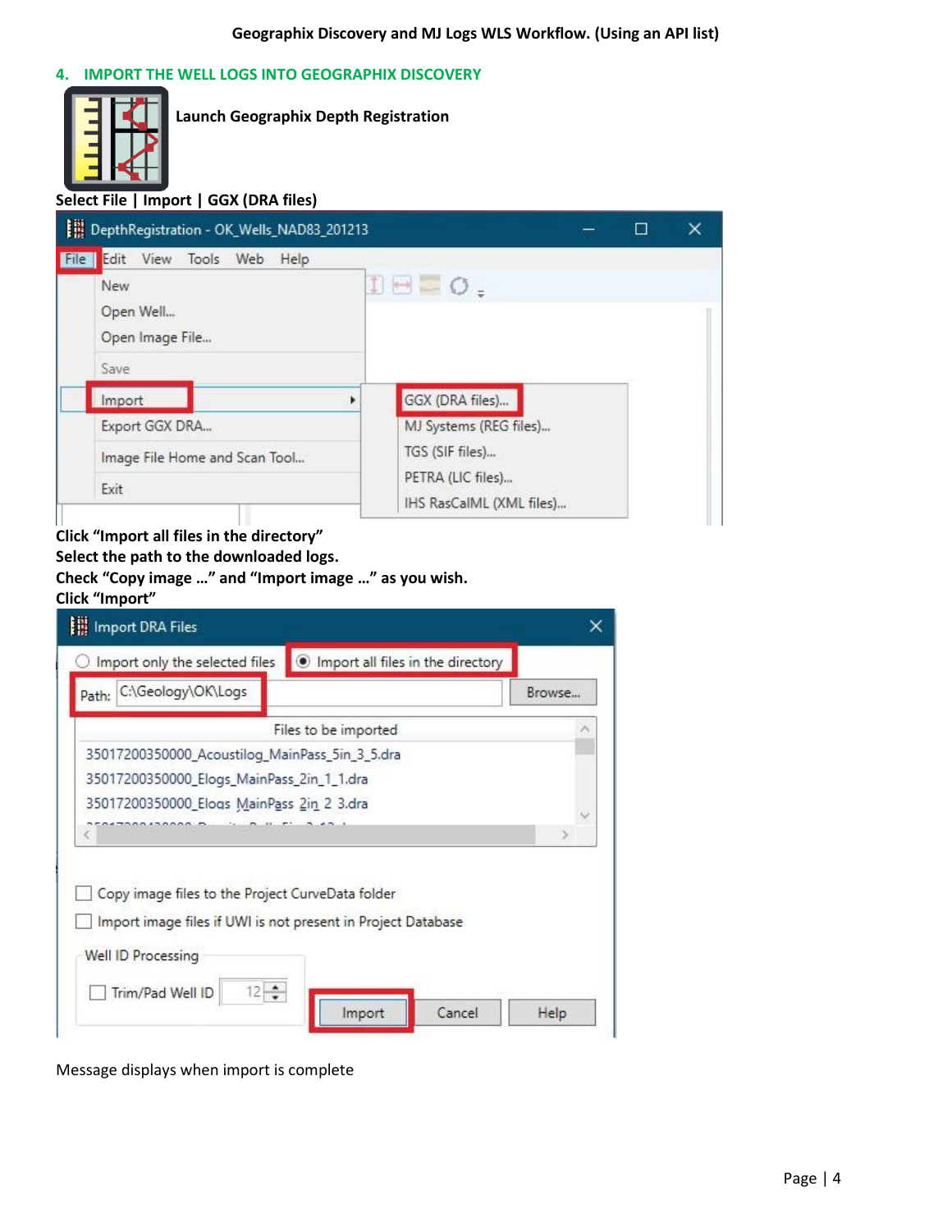## 4. IMPORT THE WELL LOGS INTO GEOGRAPHIX DISCOVERY

**Launch Geographix Depth Registration**

**Select File | Import | GGX (DRA files)**

**Click "Import all files in the directory"**
**Select the path to the downloaded logs.**
**Check "Copy image …" and "Import image …" as you wish.**
**Click "Import"**

Message displays when import is complete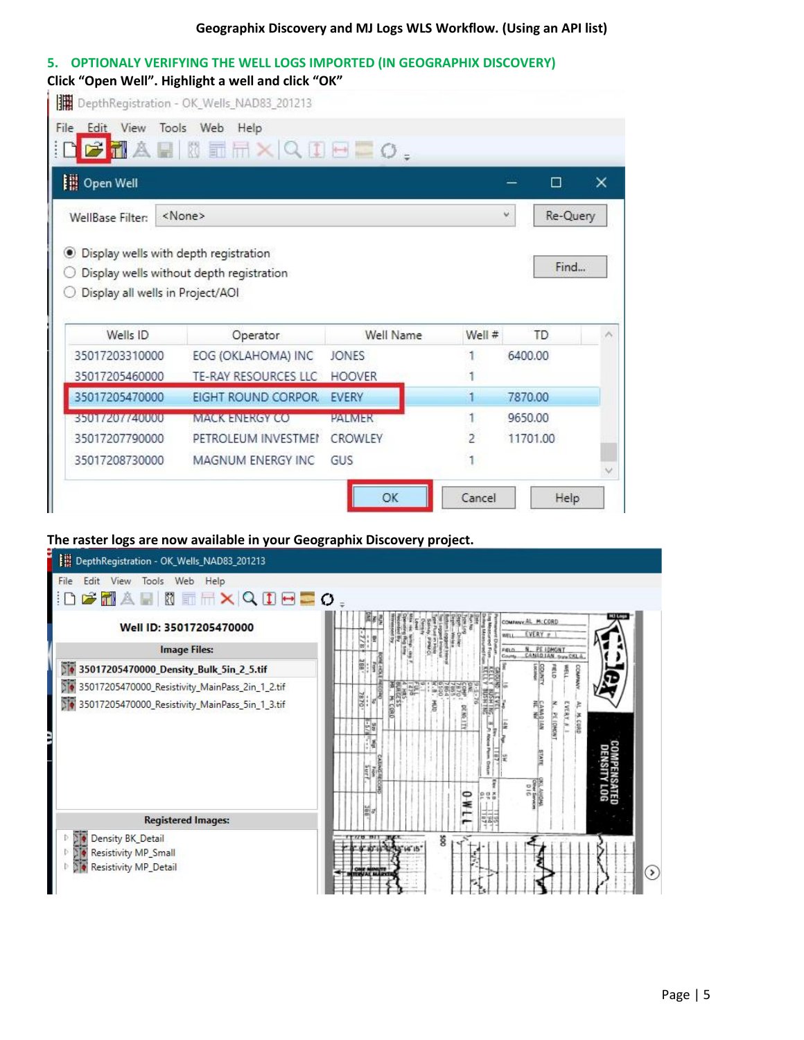## 5. OPTIONALY VERIFYING THE WELL LOGS IMPORTED (IN GEOGRAPHIX DISCOVERY)

**Click "Open Well". Highlight a well and click "OK"**

**The raster logs are now available in your Geographix Discovery project.**